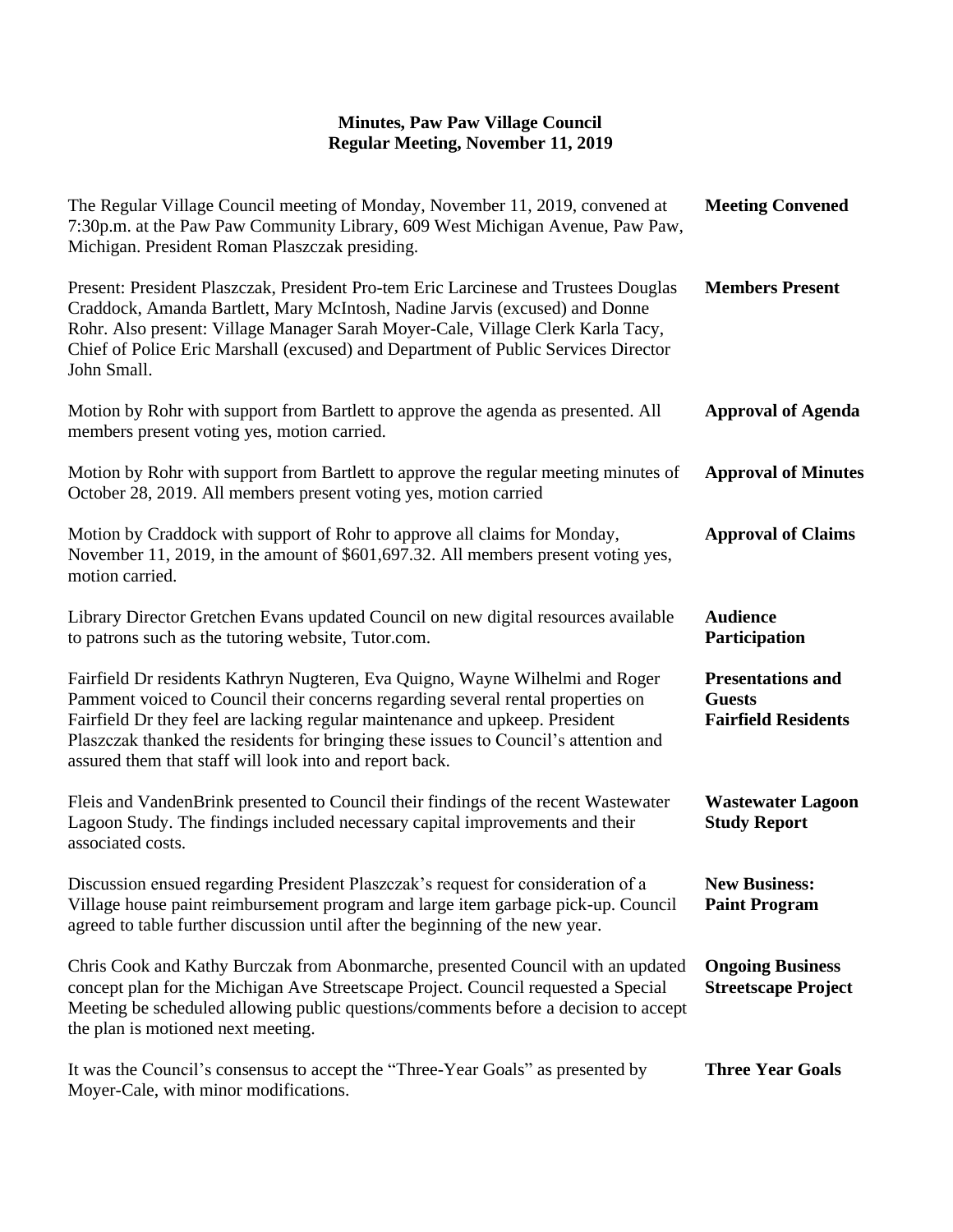# Minutes, Paw Paw Village Council
## Regular Meeting, November 11, 2019

**Meeting Convened**

The Regular Village Council meeting of Monday, November 11, 2019, convened at 7:30p.m. at the Paw Paw Community Library, 609 West Michigan Avenue, Paw Paw, Michigan. President Roman Plaszczak presiding.

**Members Present**

Present: President Plaszczak, President Pro-tem Eric Larcinese and Trustees Douglas Craddock, Amanda Bartlett, Mary McIntosh, Nadine Jarvis (excused) and Donne Rohr. Also present: Village Manager Sarah Moyer-Cale, Village Clerk Karla Tacy, Chief of Police Eric Marshall (excused) and Department of Public Services Director John Small.

**Approval of Agenda**

Motion by Rohr with support from Bartlett to approve the agenda as presented. All members present voting yes, motion carried.

**Approval of Minutes**

Motion by Rohr with support from Bartlett to approve the regular meeting minutes of October 28, 2019. All members present voting yes, motion carried

**Approval of Claims**

Motion by Craddock with support of Rohr to approve all claims for Monday, November 11, 2019, in the amount of $601,697.32. All members present voting yes, motion carried.

**Audience Participation**

Library Director Gretchen Evans updated Council on new digital resources available to patrons such as the tutoring website, Tutor.com.

**Presentations and Guests Fairfield Residents**

Fairfield Dr residents Kathryn Nugteren, Eva Quigno, Wayne Wilhelmi and Roger Pamment voiced to Council their concerns regarding several rental properties on Fairfield Dr they feel are lacking regular maintenance and upkeep. President Plaszczak thanked the residents for bringing these issues to Council's attention and assured them that staff will look into and report back.

**Wastewater Lagoon Study Report**

Fleis and VandenBrink presented to Council their findings of the recent Wastewater Lagoon Study. The findings included necessary capital improvements and their associated costs.

**New Business: Paint Program**

Discussion ensued regarding President Plaszczak's request for consideration of a Village house paint reimbursement program and large item garbage pick-up. Council agreed to table further discussion until after the beginning of the new year.

**Ongoing Business Streetscape Project**

Chris Cook and Kathy Burczak from Abonmarche, presented Council with an updated concept plan for the Michigan Ave Streetscape Project. Council requested a Special Meeting be scheduled allowing public questions/comments before a decision to accept the plan is motioned next meeting.

**Three Year Goals**

It was the Council's consensus to accept the "Three-Year Goals" as presented by Moyer-Cale, with minor modifications.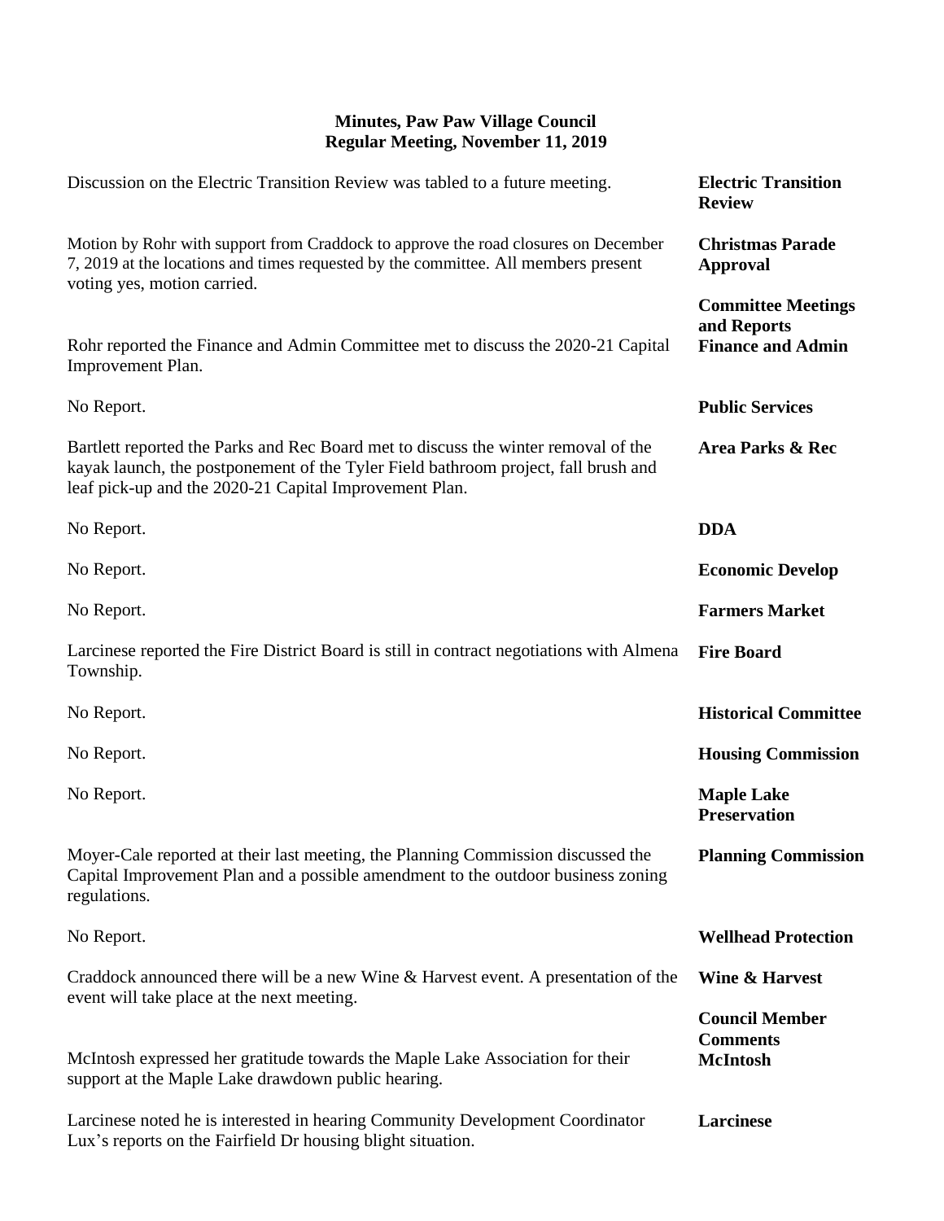# Minutes, Paw Paw Village Council
## Regular Meeting, November 11, 2019

**Electric Transition Review**

Discussion on the Electric Transition Review was tabled to a future meeting.

**Christmas Parade Approval**

Motion by Rohr with support from Craddock to approve the road closures on December 7, 2019 at the locations and times requested by the committee. All members present voting yes, motion carried.

**Committee Meetings and Reports**

**Finance and Admin**

Rohr reported the Finance and Admin Committee met to discuss the 2020-21 Capital Improvement Plan.

**Public Services**

No Report.

**Area Parks & Rec**

Bartlett reported the Parks and Rec Board met to discuss the winter removal of the kayak launch, the postponement of the Tyler Field bathroom project, fall brush and leaf pick-up and the 2020-21 Capital Improvement Plan.

**DDA**

No Report.

**Economic Develop**

No Report.

**Farmers Market**

No Report.

**Fire Board**

Larcinese reported the Fire District Board is still in contract negotiations with Almena Township.

**Historical Committee**

No Report.

**Housing Commission**

No Report.

**Maple Lake Preservation**

No Report.

**Planning Commission**

Moyer-Cale reported at their last meeting, the Planning Commission discussed the Capital Improvement Plan and a possible amendment to the outdoor business zoning regulations.

**Wellhead Protection**

No Report.

**Wine & Harvest**

Craddock announced there will be a new Wine & Harvest event. A presentation of the event will take place at the next meeting.

**Council Member Comments**

**McIntosh**

McIntosh expressed her gratitude towards the Maple Lake Association for their support at the Maple Lake drawdown public hearing.

**Larcinese**

Larcinese noted he is interested in hearing Community Development Coordinator Lux's reports on the Fairfield Dr housing blight situation.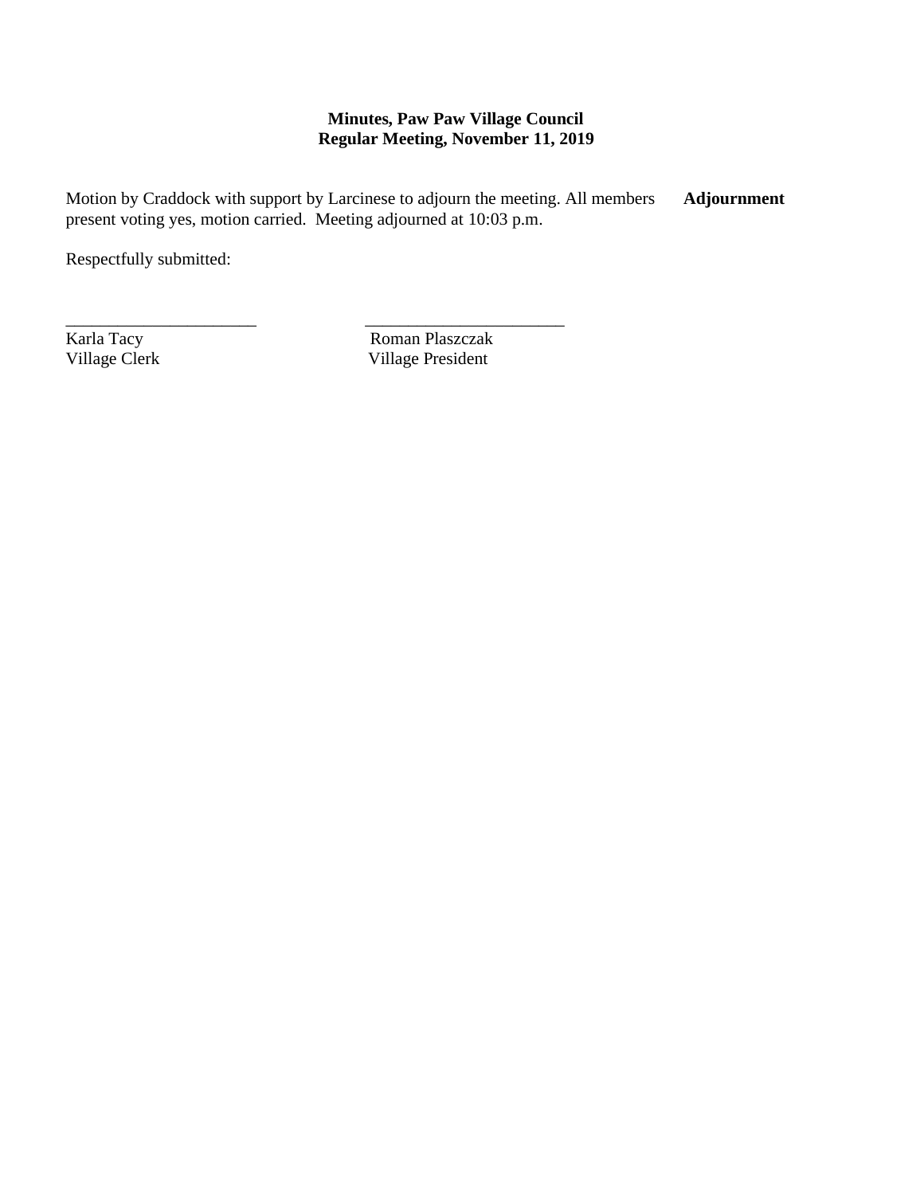**Minutes, Paw Paw Village Council**
**Regular Meeting, November 11, 2019**

Motion by Craddock with support by Larcinese to adjourn the meeting. All members present voting yes, motion carried. Meeting adjourned at 10:03 p.m. **Adjournment**

Respectfully submitted:

| | |
|---|---|
| ______________________ | ______________________ |
| Karla Tacy | Roman Plaszczak |
| Village Clerk | Village President |